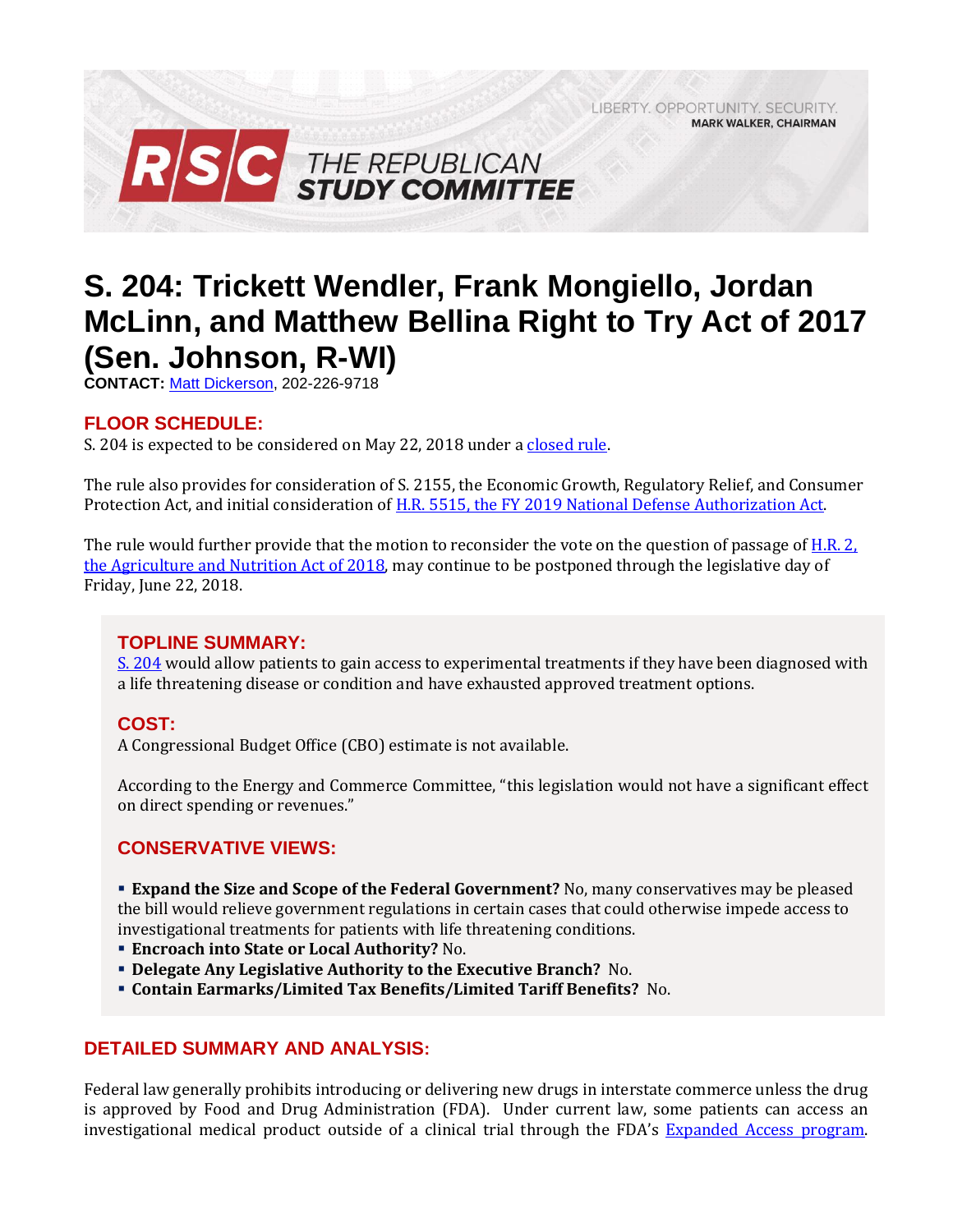LIBERTY. OPPORTUNITY. SECURITY.
MARK WALKER, CHAIRMAN

RSC THE REPUBLICAN STUDY COMMITTEE

# S. 204: Trickett Wendler, Frank Mongiello, Jordan McLinn, and Matthew Bellina Right to Try Act of 2017 (Sen. Johnson, R-WI)

**CONTACT:** Matt Dickerson, 202-226-9718

## FLOOR SCHEDULE:

S. 204 is expected to be considered on May 22, 2018 under a closed rule.

The rule also provides for consideration of S. 2155, the Economic Growth, Regulatory Relief, and Consumer Protection Act, and initial consideration of H.R. 5515, the FY 2019 National Defense Authorization Act.

The rule would further provide that the motion to reconsider the vote on the question of passage of H.R. 2, the Agriculture and Nutrition Act of 2018, may continue to be postponed through the legislative day of Friday, June 22, 2018.

## TOPLINE SUMMARY:

S. 204 would allow patients to gain access to experimental treatments if they have been diagnosed with a life threatening disease or condition and have exhausted approved treatment options.

## COST:

A Congressional Budget Office (CBO) estimate is not available.

According to the Energy and Commerce Committee, "this legislation would not have a significant effect on direct spending or revenues."

## CONSERVATIVE VIEWS:

- **Expand the Size and Scope of the Federal Government?** No, many conservatives may be pleased the bill would relieve government regulations in certain cases that could otherwise impede access to investigational treatments for patients with life threatening conditions.
- **Encroach into State or Local Authority?** No.
- **Delegate Any Legislative Authority to the Executive Branch?** No.
- **Contain Earmarks/Limited Tax Benefits/Limited Tariff Benefits?** No.

## DETAILED SUMMARY AND ANALYSIS:

Federal law generally prohibits introducing or delivering new drugs in interstate commerce unless the drug is approved by Food and Drug Administration (FDA). Under current law, some patients can access an investigational medical product outside of a clinical trial through the FDA's Expanded Access program.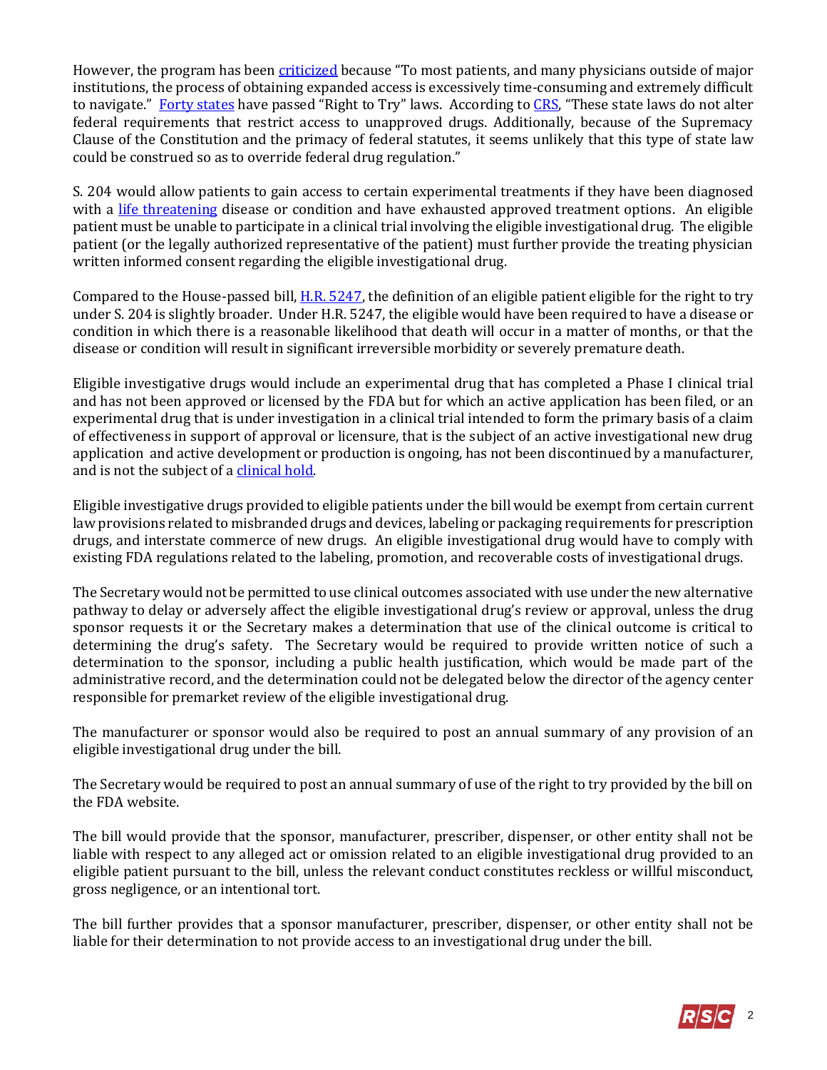However, the program has been criticized because "To most patients, and many physicians outside of major institutions, the process of obtaining expanded access is excessively time-consuming and extremely difficult to navigate." Forty states have passed "Right to Try" laws. According to CRS, "These state laws do not alter federal requirements that restrict access to unapproved drugs. Additionally, because of the Supremacy Clause of the Constitution and the primacy of federal statutes, it seems unlikely that this type of state law could be construed so as to override federal drug regulation."

S. 204 would allow patients to gain access to certain experimental treatments if they have been diagnosed with a life threatening disease or condition and have exhausted approved treatment options. An eligible patient must be unable to participate in a clinical trial involving the eligible investigational drug. The eligible patient (or the legally authorized representative of the patient) must further provide the treating physician written informed consent regarding the eligible investigational drug.

Compared to the House-passed bill, H.R. 5247, the definition of an eligible patient eligible for the right to try under S. 204 is slightly broader. Under H.R. 5247, the eligible would have been required to have a disease or condition in which there is a reasonable likelihood that death will occur in a matter of months, or that the disease or condition will result in significant irreversible morbidity or severely premature death.

Eligible investigative drugs would include an experimental drug that has completed a Phase I clinical trial and has not been approved or licensed by the FDA but for which an active application has been filed, or an experimental drug that is under investigation in a clinical trial intended to form the primary basis of a claim of effectiveness in support of approval or licensure, that is the subject of an active investigational new drug application and active development or production is ongoing, has not been discontinued by a manufacturer, and is not the subject of a clinical hold.

Eligible investigative drugs provided to eligible patients under the bill would be exempt from certain current law provisions related to misbranded drugs and devices, labeling or packaging requirements for prescription drugs, and interstate commerce of new drugs. An eligible investigational drug would have to comply with existing FDA regulations related to the labeling, promotion, and recoverable costs of investigational drugs.

The Secretary would not be permitted to use clinical outcomes associated with use under the new alternative pathway to delay or adversely affect the eligible investigational drug's review or approval, unless the drug sponsor requests it or the Secretary makes a determination that use of the clinical outcome is critical to determining the drug's safety. The Secretary would be required to provide written notice of such a determination to the sponsor, including a public health justification, which would be made part of the administrative record, and the determination could not be delegated below the director of the agency center responsible for premarket review of the eligible investigational drug.

The manufacturer or sponsor would also be required to post an annual summary of any provision of an eligible investigational drug under the bill.

The Secretary would be required to post an annual summary of use of the right to try provided by the bill on the FDA website.

The bill would provide that the sponsor, manufacturer, prescriber, dispenser, or other entity shall not be liable with respect to any alleged act or omission related to an eligible investigational drug provided to an eligible patient pursuant to the bill, unless the relevant conduct constitutes reckless or willful misconduct, gross negligence, or an intentional tort.

The bill further provides that a sponsor manufacturer, prescriber, dispenser, or other entity shall not be liable for their determination to not provide access to an investigational drug under the bill.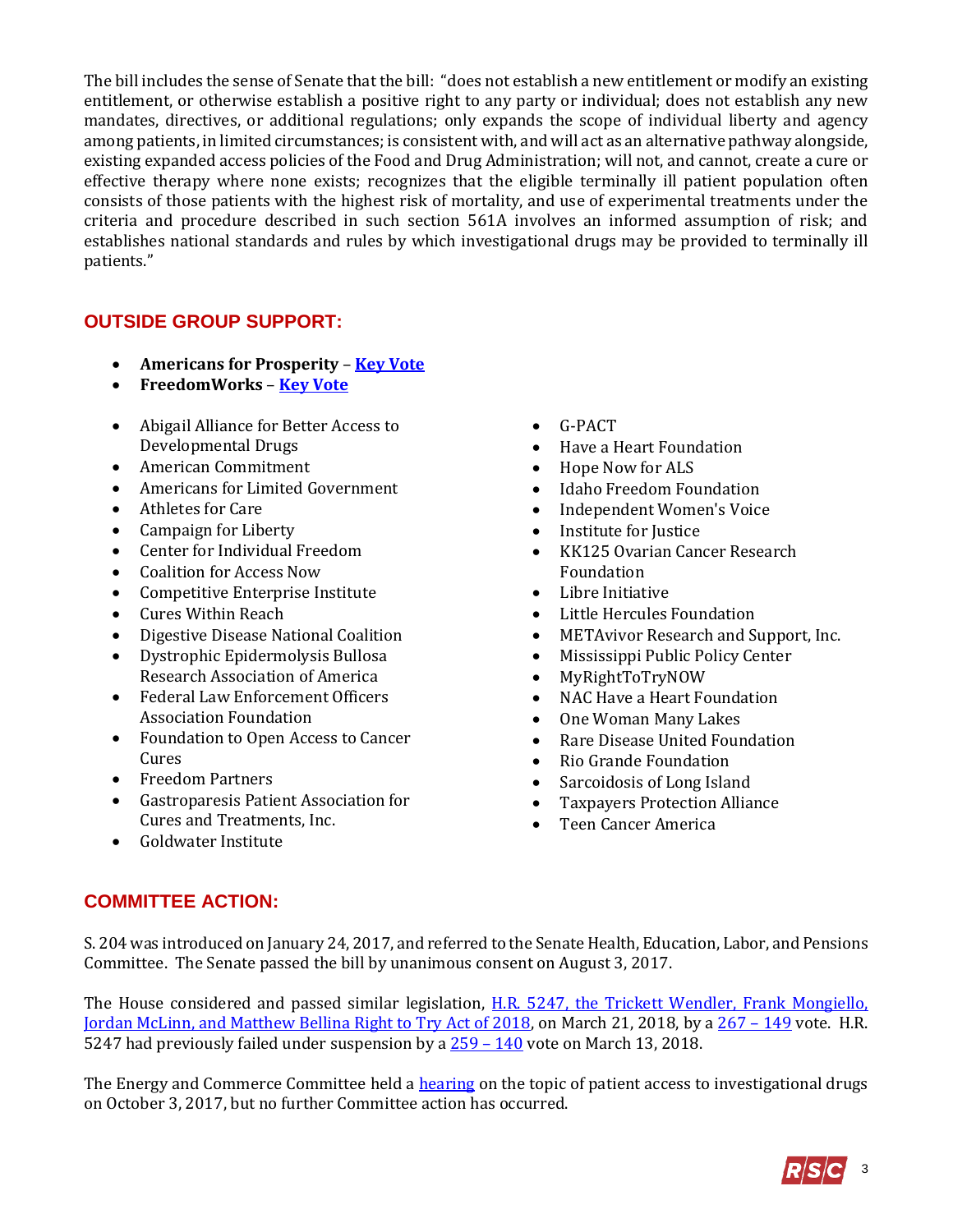The bill includes the sense of Senate that the bill: "does not establish a new entitlement or modify an existing entitlement, or otherwise establish a positive right to any party or individual; does not establish any new mandates, directives, or additional regulations; only expands the scope of individual liberty and agency among patients, in limited circumstances; is consistent with, and will act as an alternative pathway alongside, existing expanded access policies of the Food and Drug Administration; will not, and cannot, create a cure or effective therapy where none exists; recognizes that the eligible terminally ill patient population often consists of those patients with the highest risk of mortality, and use of experimental treatments under the criteria and procedure described in such section 561A involves an informed assumption of risk; and establishes national standards and rules by which investigational drugs may be provided to terminally ill patients."

## OUTSIDE GROUP SUPPORT:

- **Americans for Prosperity** – Key Vote
- **FreedomWorks** – Key Vote

- Abigail Alliance for Better Access to Developmental Drugs
- American Commitment
- Americans for Limited Government
- Athletes for Care
- Campaign for Liberty
- Center for Individual Freedom
- Coalition for Access Now
- Competitive Enterprise Institute
- Cures Within Reach
- Digestive Disease National Coalition
- Dystrophic Epidermolysis Bullosa Research Association of America
- Federal Law Enforcement Officers Association Foundation
- Foundation to Open Access to Cancer Cures
- Freedom Partners
- Gastroparesis Patient Association for Cures and Treatments, Inc.
- Goldwater Institute
- G-PACT
- Have a Heart Foundation
- Hope Now for ALS
- Idaho Freedom Foundation
- Independent Women's Voice
- Institute for Justice
- KK125 Ovarian Cancer Research Foundation
- Libre Initiative
- Little Hercules Foundation
- METAvivor Research and Support, Inc.
- Mississippi Public Policy Center
- MyRightToTryNOW
- NAC Have a Heart Foundation
- One Woman Many Lakes
- Rare Disease United Foundation
- Rio Grande Foundation
- Sarcoidosis of Long Island
- Taxpayers Protection Alliance
- Teen Cancer America

## COMMITTEE ACTION:

S. 204 was introduced on January 24, 2017, and referred to the Senate Health, Education, Labor, and Pensions Committee. The Senate passed the bill by unanimous consent on August 3, 2017.

The House considered and passed similar legislation, H.R. 5247, the Trickett Wendler, Frank Mongiello, Jordan McLinn, and Matthew Bellina Right to Try Act of 2018, on March 21, 2018, by a 267 – 149 vote. H.R. 5247 had previously failed under suspension by a 259 – 140 vote on March 13, 2018.

The Energy and Commerce Committee held a hearing on the topic of patient access to investigational drugs on October 3, 2017, but no further Committee action has occurred.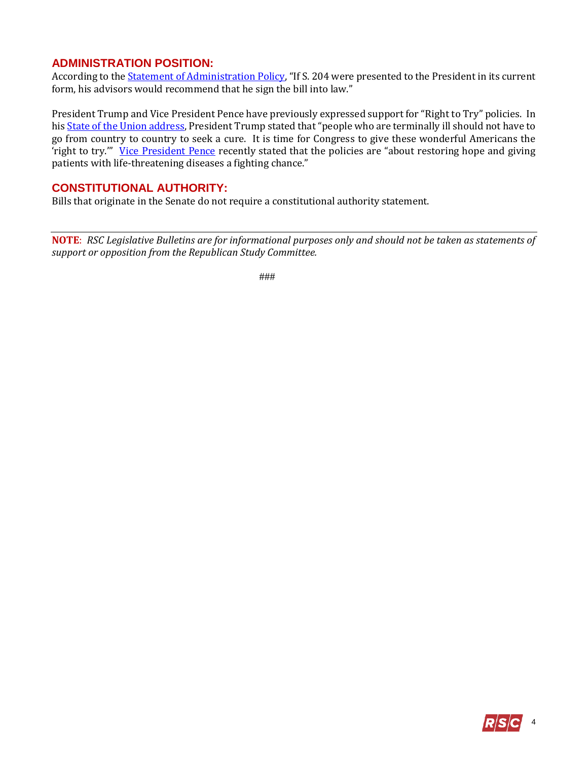## ADMINISTRATION POSITION:

According to the Statement of Administration Policy, "If S. 204 were presented to the President in its current form, his advisors would recommend that he sign the bill into law."

President Trump and Vice President Pence have previously expressed support for "Right to Try" policies. In his State of the Union address, President Trump stated that "people who are terminally ill should not have to go from country to country to seek a cure. It is time for Congress to give these wonderful Americans the 'right to try.'" Vice President Pence recently stated that the policies are "about restoring hope and giving patients with life-threatening diseases a fighting chance."

## CONSTITUTIONAL AUTHORITY:

Bills that originate in the Senate do not require a constitutional authority statement.

---

**NOTE**: *RSC Legislative Bulletins are for informational purposes only and should not be taken as statements of support or opposition from the Republican Study Committee.*

###